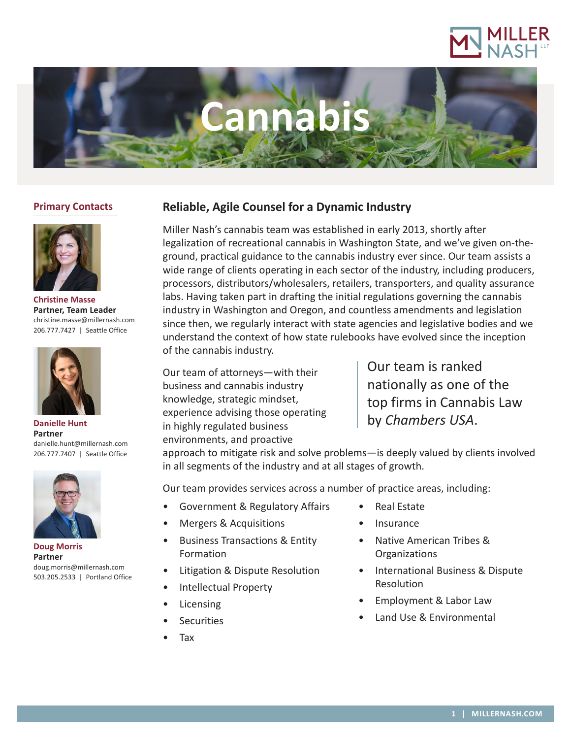# Cannabis

## Primary Contacts

**Christine Masse**
**Partner, Team Leader**
christine.masse@millernash.com
206.777.7427 | Seattle Office

**Danielle Hunt**
**Partner**
danielle.hunt@millernash.com
206.777.7407 | Seattle Office

**Doug Morris**
**Partner**
doug.morris@millernash.com
503.205.2533 | Portland Office

## Reliable, Agile Counsel for a Dynamic Industry

Miller Nash's cannabis team was established in early 2013, shortly after legalization of recreational cannabis in Washington State, and we've given on-the-ground, practical guidance to the cannabis industry ever since. Our team assists a wide range of clients operating in each sector of the industry, including producers, processors, distributors/wholesalers, retailers, transporters, and quality assurance labs. Having taken part in drafting the initial regulations governing the cannabis industry in Washington and Oregon, and countless amendments and legislation since then, we regularly interact with state agencies and legislative bodies and we understand the context of how state rulebooks have evolved since the inception of the cannabis industry.

> Our team is ranked nationally as one of the top firms in Cannabis Law by *Chambers USA*.

Our team of attorneys—with their business and cannabis industry knowledge, strategic mindset, experience advising those operating in highly regulated business environments, and proactive approach to mitigate risk and solve problems—is deeply valued by clients involved in all segments of the industry and at all stages of growth.

Our team provides services across a number of practice areas, including:

- Government & Regulatory Affairs
- Mergers & Acquisitions
- Business Transactions & Entity Formation
- Litigation & Dispute Resolution
- Intellectual Property
- Licensing
- Securities
- Tax
- Real Estate
- Insurance
- Native American Tribes & Organizations
- International Business & Dispute Resolution
- Employment & Labor Law
- Land Use & Environmental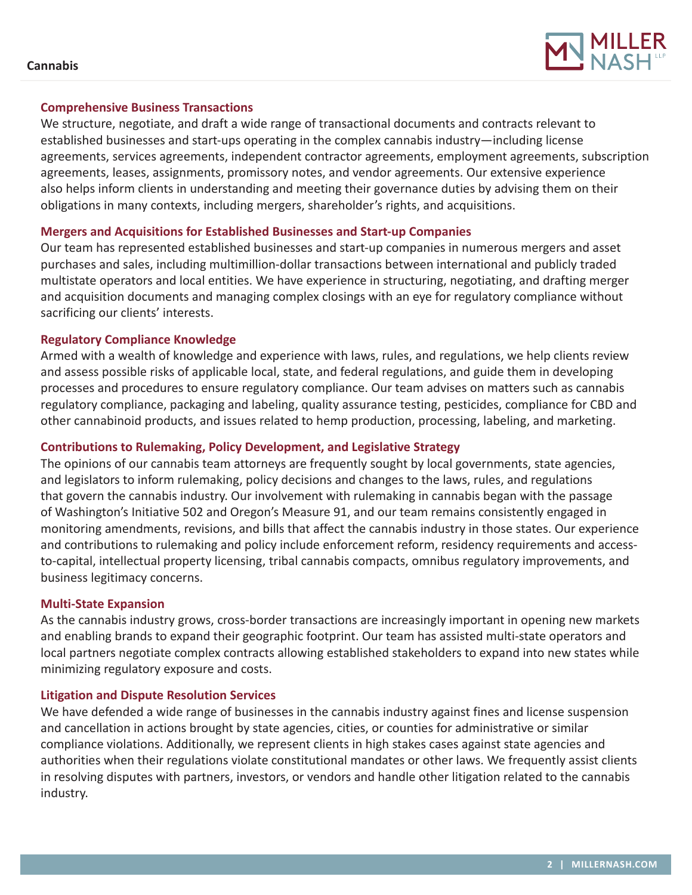### Comprehensive Business Transactions

We structure, negotiate, and draft a wide range of transactional documents and contracts relevant to established businesses and start-ups operating in the complex cannabis industry—including license agreements, services agreements, independent contractor agreements, employment agreements, subscription agreements, leases, assignments, promissory notes, and vendor agreements. Our extensive experience also helps inform clients in understanding and meeting their governance duties by advising them on their obligations in many contexts, including mergers, shareholder's rights, and acquisitions.

### Mergers and Acquisitions for Established Businesses and Start-up Companies

Our team has represented established businesses and start-up companies in numerous mergers and asset purchases and sales, including multimillion-dollar transactions between international and publicly traded multistate operators and local entities. We have experience in structuring, negotiating, and drafting merger and acquisition documents and managing complex closings with an eye for regulatory compliance without sacrificing our clients' interests.

### Regulatory Compliance Knowledge

Armed with a wealth of knowledge and experience with laws, rules, and regulations, we help clients review and assess possible risks of applicable local, state, and federal regulations, and guide them in developing processes and procedures to ensure regulatory compliance. Our team advises on matters such as cannabis regulatory compliance, packaging and labeling, quality assurance testing, pesticides, compliance for CBD and other cannabinoid products, and issues related to hemp production, processing, labeling, and marketing.

### Contributions to Rulemaking, Policy Development, and Legislative Strategy

The opinions of our cannabis team attorneys are frequently sought by local governments, state agencies, and legislators to inform rulemaking, policy decisions and changes to the laws, rules, and regulations that govern the cannabis industry. Our involvement with rulemaking in cannabis began with the passage of Washington's Initiative 502 and Oregon's Measure 91, and our team remains consistently engaged in monitoring amendments, revisions, and bills that affect the cannabis industry in those states. Our experience and contributions to rulemaking and policy include enforcement reform, residency requirements and access-to-capital, intellectual property licensing, tribal cannabis compacts, omnibus regulatory improvements, and business legitimacy concerns.

### Multi-State Expansion

As the cannabis industry grows, cross-border transactions are increasingly important in opening new markets and enabling brands to expand their geographic footprint. Our team has assisted multi-state operators and local partners negotiate complex contracts allowing established stakeholders to expand into new states while minimizing regulatory exposure and costs.

### Litigation and Dispute Resolution Services

We have defended a wide range of businesses in the cannabis industry against fines and license suspension and cancellation in actions brought by state agencies, cities, or counties for administrative or similar compliance violations. Additionally, we represent clients in high stakes cases against state agencies and authorities when their regulations violate constitutional mandates or other laws. We frequently assist clients in resolving disputes with partners, investors, or vendors and handle other litigation related to the cannabis industry.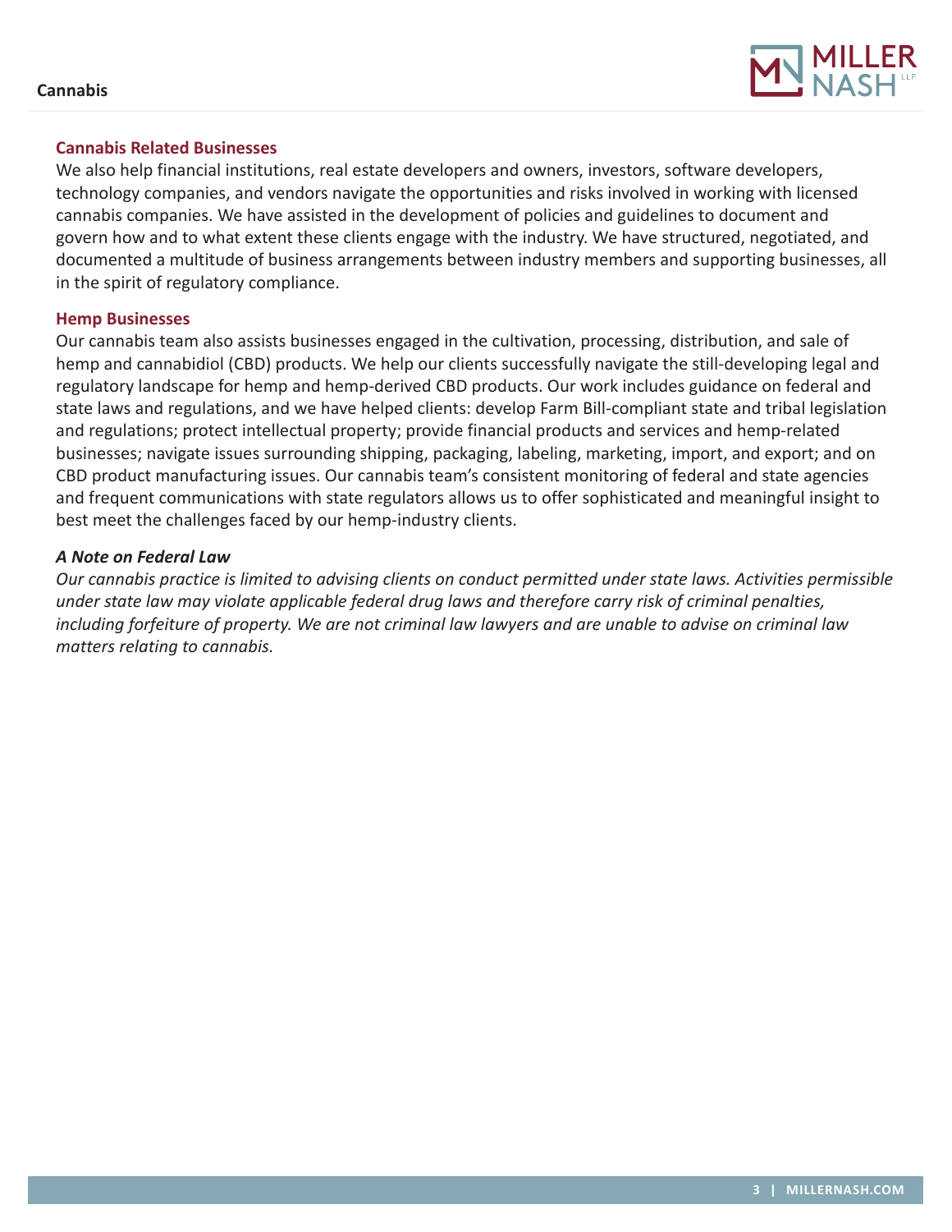## Cannabis Related Businesses

We also help financial institutions, real estate developers and owners, investors, software developers, technology companies, and vendors navigate the opportunities and risks involved in working with licensed cannabis companies. We have assisted in the development of policies and guidelines to document and govern how and to what extent these clients engage with the industry. We have structured, negotiated, and documented a multitude of business arrangements between industry members and supporting businesses, all in the spirit of regulatory compliance.

## Hemp Businesses

Our cannabis team also assists businesses engaged in the cultivation, processing, distribution, and sale of hemp and cannabidiol (CBD) products. We help our clients successfully navigate the still-developing legal and regulatory landscape for hemp and hemp-derived CBD products. Our work includes guidance on federal and state laws and regulations, and we have helped clients: develop Farm Bill-compliant state and tribal legislation and regulations; protect intellectual property; provide financial products and services and hemp-related businesses; navigate issues surrounding shipping, packaging, labeling, marketing, import, and export; and on CBD product manufacturing issues. Our cannabis team's consistent monitoring of federal and state agencies and frequent communications with state regulators allows us to offer sophisticated and meaningful insight to best meet the challenges faced by our hemp-industry clients.

### *A Note on Federal Law*

*Our cannabis practice is limited to advising clients on conduct permitted under state laws. Activities permissible under state law may violate applicable federal drug laws and therefore carry risk of criminal penalties, including forfeiture of property. We are not criminal law lawyers and are unable to advise on criminal law matters relating to cannabis.*